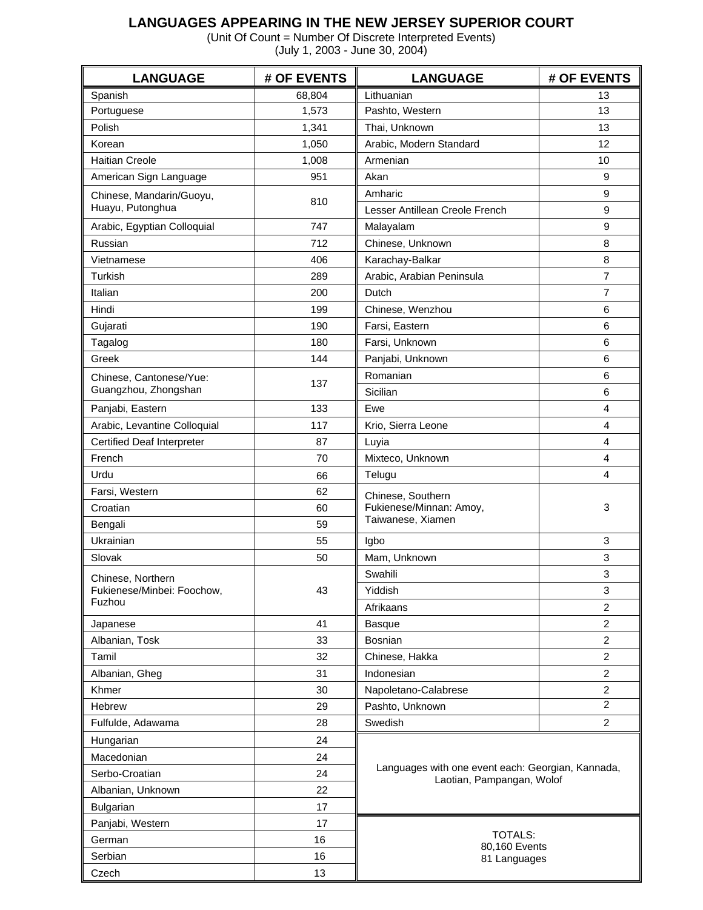# LANGUAGES APPEARING IN THE NEW JERSEY SUPERIOR COURT

(Unit Of Count = Number Of Discrete Interpreted Events)
(July 1, 2003 - June 30, 2004)

| LANGUAGE | # OF EVENTS | LANGUAGE | # OF EVENTS |
|---|---|---|---|
| Spanish | 68,804 | Lithuanian | 13 |
| Portuguese | 1,573 | Pashto, Western | 13 |
| Polish | 1,341 | Thai, Unknown | 13 |
| Korean | 1,050 | Arabic, Modern Standard | 12 |
| Haitian Creole | 1,008 | Armenian | 10 |
| American Sign Language | 951 | Akan | 9 |
| Chinese, Mandarin/Guoyu, Huayu, Putonghua | 810 | Amharic | 9 |
| | | Lesser Antillean Creole French | 9 |
| Arabic, Egyptian Colloquial | 747 | Malayalam | 9 |
| Russian | 712 | Chinese, Unknown | 8 |
| Vietnamese | 406 | Karachay-Balkar | 8 |
| Turkish | 289 | Arabic, Arabian Peninsula | 7 |
| Italian | 200 | Dutch | 7 |
| Hindi | 199 | Chinese, Wenzhou | 6 |
| Gujarati | 190 | Farsi, Eastern | 6 |
| Tagalog | 180 | Farsi, Unknown | 6 |
| Greek | 144 | Panjabi, Unknown | 6 |
| Chinese, Cantonese/Yue: Guangzhou, Zhongshan | 137 | Romanian | 6 |
| | | Sicilian | 6 |
| Panjabi, Eastern | 133 | Ewe | 4 |
| Arabic, Levantine Colloquial | 117 | Krio, Sierra Leone | 4 |
| Certified Deaf Interpreter | 87 | Luyia | 4 |
| French | 70 | Mixteco, Unknown | 4 |
| Urdu | 66 | Telugu | 4 |
| Farsi, Western | 62 | Chinese, Southern Fukienese/Minnan: Amoy, Taiwanese, Xiamen | 3 |
| Croatian | 60 | | |
| Bengali | 59 | | |
| Ukrainian | 55 | Igbo | 3 |
| Slovak | 50 | Mam, Unknown | 3 |
| Chinese, Northern Fukienese/Minbei: Foochow, Fuzhou | 43 | Swahili | 3 |
| | | Yiddish | 3 |
| | | Afrikaans | 2 |
| Japanese | 41 | Basque | 2 |
| Albanian, Tosk | 33 | Bosnian | 2 |
| Tamil | 32 | Chinese, Hakka | 2 |
| Albanian, Gheg | 31 | Indonesian | 2 |
| Khmer | 30 | Napoletano-Calabrese | 2 |
| Hebrew | 29 | Pashto, Unknown | 2 |
| Fulfulde, Adawama | 28 | Swedish | 2 |
| Hungarian | 24 | Languages with one event each: Georgian, Kannada, Laotian, Pampangan, Wolof | |
| Macedonian | 24 | | |
| Serbo-Croatian | 24 | | |
| Albanian, Unknown | 22 | | |
| Bulgarian | 17 | | |
| Panjabi, Western | 17 | TOTALS: 80,160 Events 81 Languages | |
| German | 16 | | |
| Serbian | 16 | | |
| Czech | 13 | | |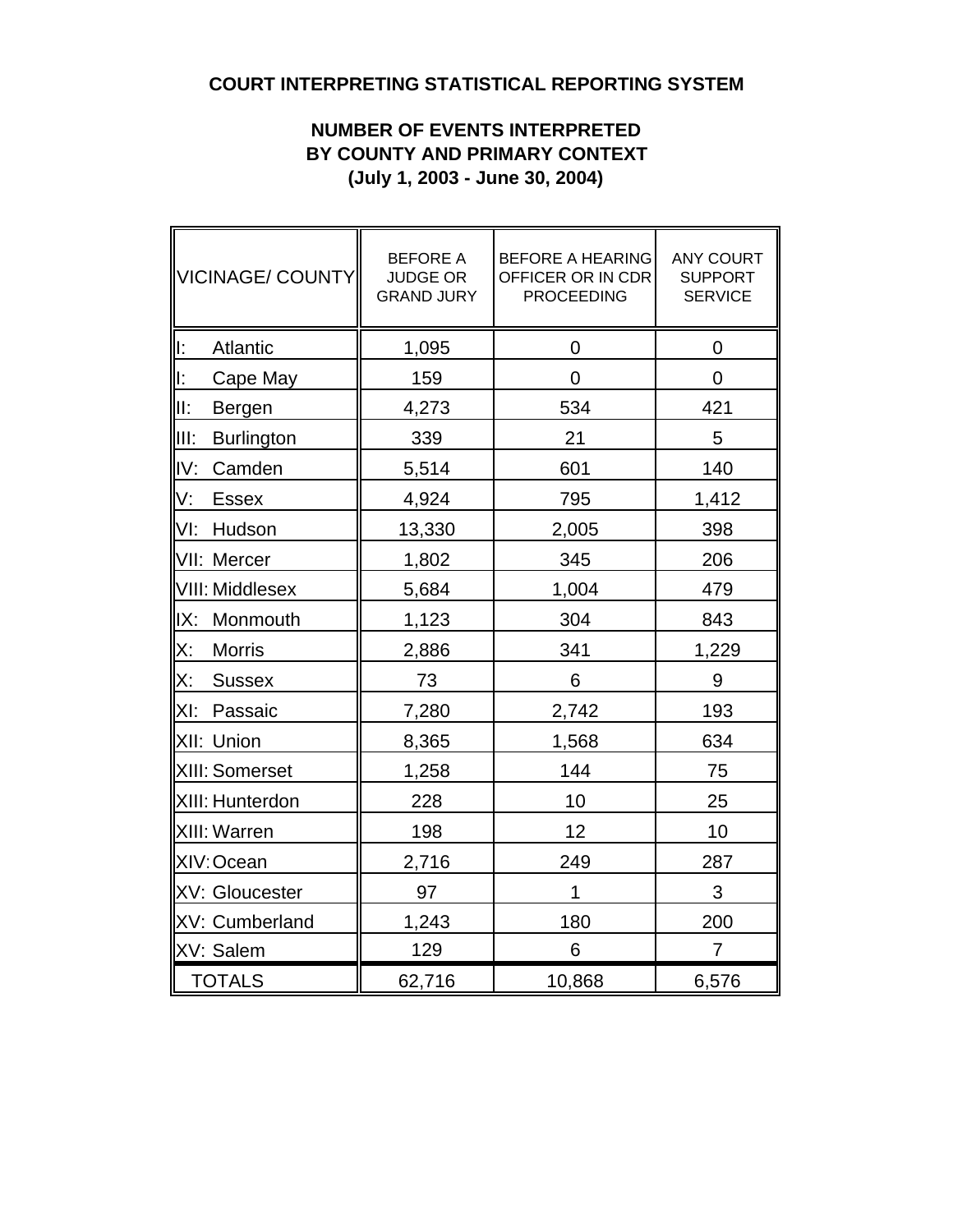# COURT INTERPRETING STATISTICAL REPORTING SYSTEM

## NUMBER OF EVENTS INTERPRETED BY COUNTY AND PRIMARY CONTEXT (July 1, 2003 - June 30, 2004)

| VICINAGE/ COUNTY | BEFORE A JUDGE OR GRAND JURY | BEFORE A HEARING OFFICER OR IN CDR PROCEEDING | ANY COURT SUPPORT SERVICE |
|---|---|---|---|
| I: Atlantic | 1,095 | 0 | 0 |
| I: Cape May | 159 | 0 | 0 |
| II: Bergen | 4,273 | 534 | 421 |
| III: Burlington | 339 | 21 | 5 |
| IV: Camden | 5,514 | 601 | 140 |
| V: Essex | 4,924 | 795 | 1,412 |
| VI: Hudson | 13,330 | 2,005 | 398 |
| VII: Mercer | 1,802 | 345 | 206 |
| VIII: Middlesex | 5,684 | 1,004 | 479 |
| IX: Monmouth | 1,123 | 304 | 843 |
| X: Morris | 2,886 | 341 | 1,229 |
| X: Sussex | 73 | 6 | 9 |
| XI: Passaic | 7,280 | 2,742 | 193 |
| XII: Union | 8,365 | 1,568 | 634 |
| XIII: Somerset | 1,258 | 144 | 75 |
| XIII: Hunterdon | 228 | 10 | 25 |
| XIII: Warren | 198 | 12 | 10 |
| XIV: Ocean | 2,716 | 249 | 287 |
| XV: Gloucester | 97 | 1 | 3 |
| XV: Cumberland | 1,243 | 180 | 200 |
| XV: Salem | 129 | 6 | 7 |
| TOTALS | 62,716 | 10,868 | 6,576 |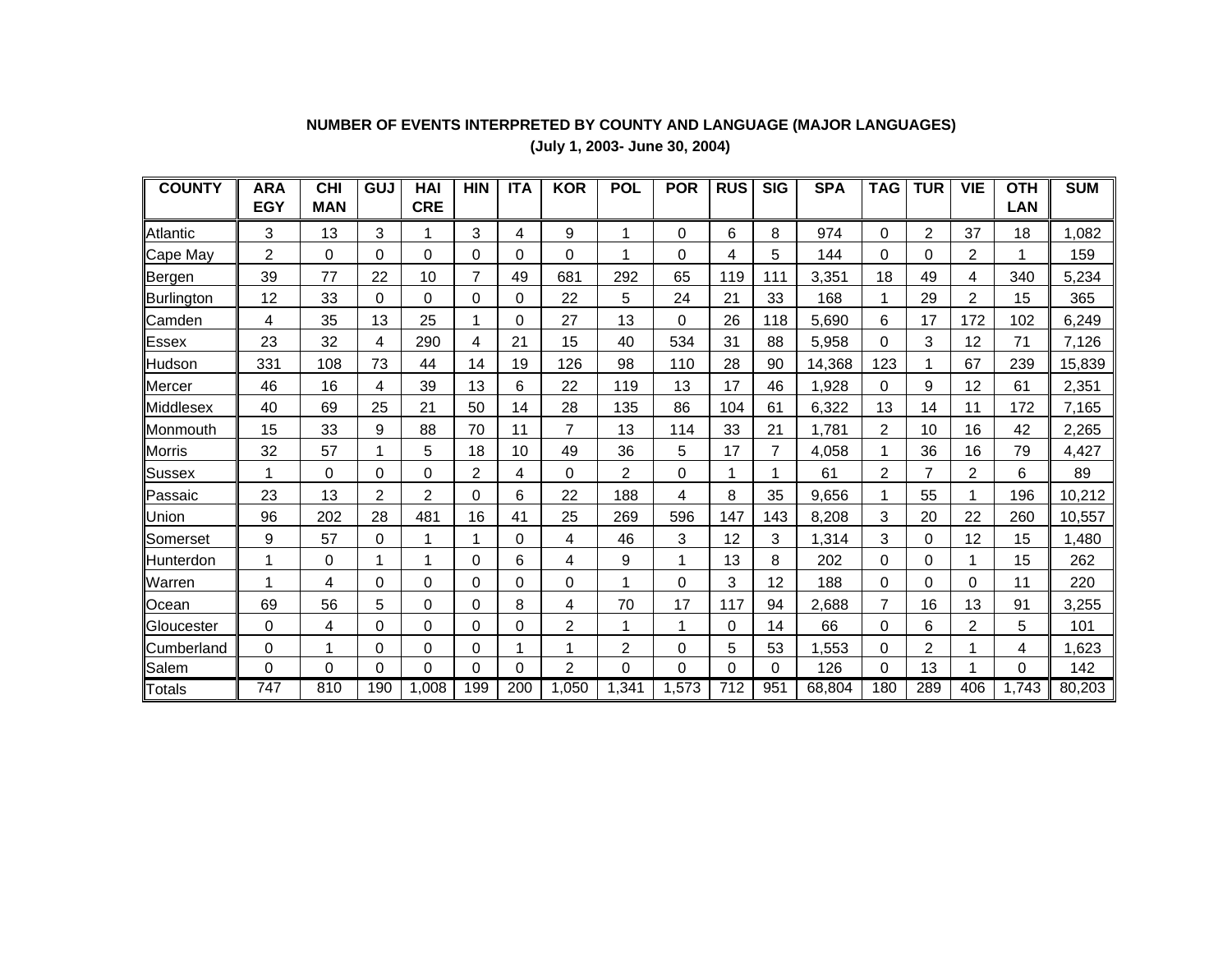**NUMBER OF EVENTS INTERPRETED BY COUNTY AND LANGUAGE (MAJOR LANGUAGES)**

**(July 1, 2003- June 30, 2004)**

| COUNTY | ARA EGY | CHI MAN | GUJ | HAI CRE | HIN | ITA | KOR | POL | POR | RUS | SIG | SPA | TAG | TUR | VIE | OTH LAN | SUM |
|---|---|---|---|---|---|---|---|---|---|---|---|---|---|---|---|---|---|
| Atlantic | 3 | 13 | 3 | 1 | 3 | 4 | 9 | 1 | 0 | 6 | 8 | 974 | 0 | 2 | 37 | 18 | 1,082 |
| Cape May | 2 | 0 | 0 | 0 | 0 | 0 | 0 | 1 | 0 | 4 | 5 | 144 | 0 | 0 | 2 | 1 | 159 |
| Bergen | 39 | 77 | 22 | 10 | 7 | 49 | 681 | 292 | 65 | 119 | 111 | 3,351 | 18 | 49 | 4 | 340 | 5,234 |
| Burlington | 12 | 33 | 0 | 0 | 0 | 0 | 22 | 5 | 24 | 21 | 33 | 168 | 1 | 29 | 2 | 15 | 365 |
| Camden | 4 | 35 | 13 | 25 | 1 | 0 | 27 | 13 | 0 | 26 | 118 | 5,690 | 6 | 17 | 172 | 102 | 6,249 |
| Essex | 23 | 32 | 4 | 290 | 4 | 21 | 15 | 40 | 534 | 31 | 88 | 5,958 | 0 | 3 | 12 | 71 | 7,126 |
| Hudson | 331 | 108 | 73 | 44 | 14 | 19 | 126 | 98 | 110 | 28 | 90 | 14,368 | 123 | 1 | 67 | 239 | 15,839 |
| Mercer | 46 | 16 | 4 | 39 | 13 | 6 | 22 | 119 | 13 | 17 | 46 | 1,928 | 0 | 9 | 12 | 61 | 2,351 |
| Middlesex | 40 | 69 | 25 | 21 | 50 | 14 | 28 | 135 | 86 | 104 | 61 | 6,322 | 13 | 14 | 11 | 172 | 7,165 |
| Monmouth | 15 | 33 | 9 | 88 | 70 | 11 | 7 | 13 | 114 | 33 | 21 | 1,781 | 2 | 10 | 16 | 42 | 2,265 |
| Morris | 32 | 57 | 1 | 5 | 18 | 10 | 49 | 36 | 5 | 17 | 7 | 4,058 | 1 | 36 | 16 | 79 | 4,427 |
| Sussex | 1 | 0 | 0 | 0 | 2 | 4 | 0 | 2 | 0 | 1 | 1 | 61 | 2 | 7 | 2 | 6 | 89 |
| Passaic | 23 | 13 | 2 | 2 | 0 | 6 | 22 | 188 | 4 | 8 | 35 | 9,656 | 1 | 55 | 1 | 196 | 10,212 |
| Union | 96 | 202 | 28 | 481 | 16 | 41 | 25 | 269 | 596 | 147 | 143 | 8,208 | 3 | 20 | 22 | 260 | 10,557 |
| Somerset | 9 | 57 | 0 | 1 | 1 | 0 | 4 | 46 | 3 | 12 | 3 | 1,314 | 3 | 0 | 12 | 15 | 1,480 |
| Hunterdon | 1 | 0 | 1 | 1 | 0 | 6 | 4 | 9 | 1 | 13 | 8 | 202 | 0 | 0 | 1 | 15 | 262 |
| Warren | 1 | 4 | 0 | 0 | 0 | 0 | 0 | 1 | 0 | 3 | 12 | 188 | 0 | 0 | 0 | 11 | 220 |
| Ocean | 69 | 56 | 5 | 0 | 0 | 8 | 4 | 70 | 17 | 117 | 94 | 2,688 | 7 | 16 | 13 | 91 | 3,255 |
| Gloucester | 0 | 4 | 0 | 0 | 0 | 0 | 2 | 1 | 1 | 0 | 14 | 66 | 0 | 6 | 2 | 5 | 101 |
| Cumberland | 0 | 1 | 0 | 0 | 0 | 1 | 1 | 2 | 0 | 5 | 53 | 1,553 | 0 | 2 | 1 | 4 | 1,623 |
| Salem | 0 | 0 | 0 | 0 | 0 | 0 | 2 | 0 | 0 | 0 | 0 | 126 | 0 | 13 | 1 | 0 | 142 |
| Totals | 747 | 810 | 190 | 1,008 | 199 | 200 | 1,050 | 1,341 | 1,573 | 712 | 951 | 68,804 | 180 | 289 | 406 | 1,743 | 80,203 |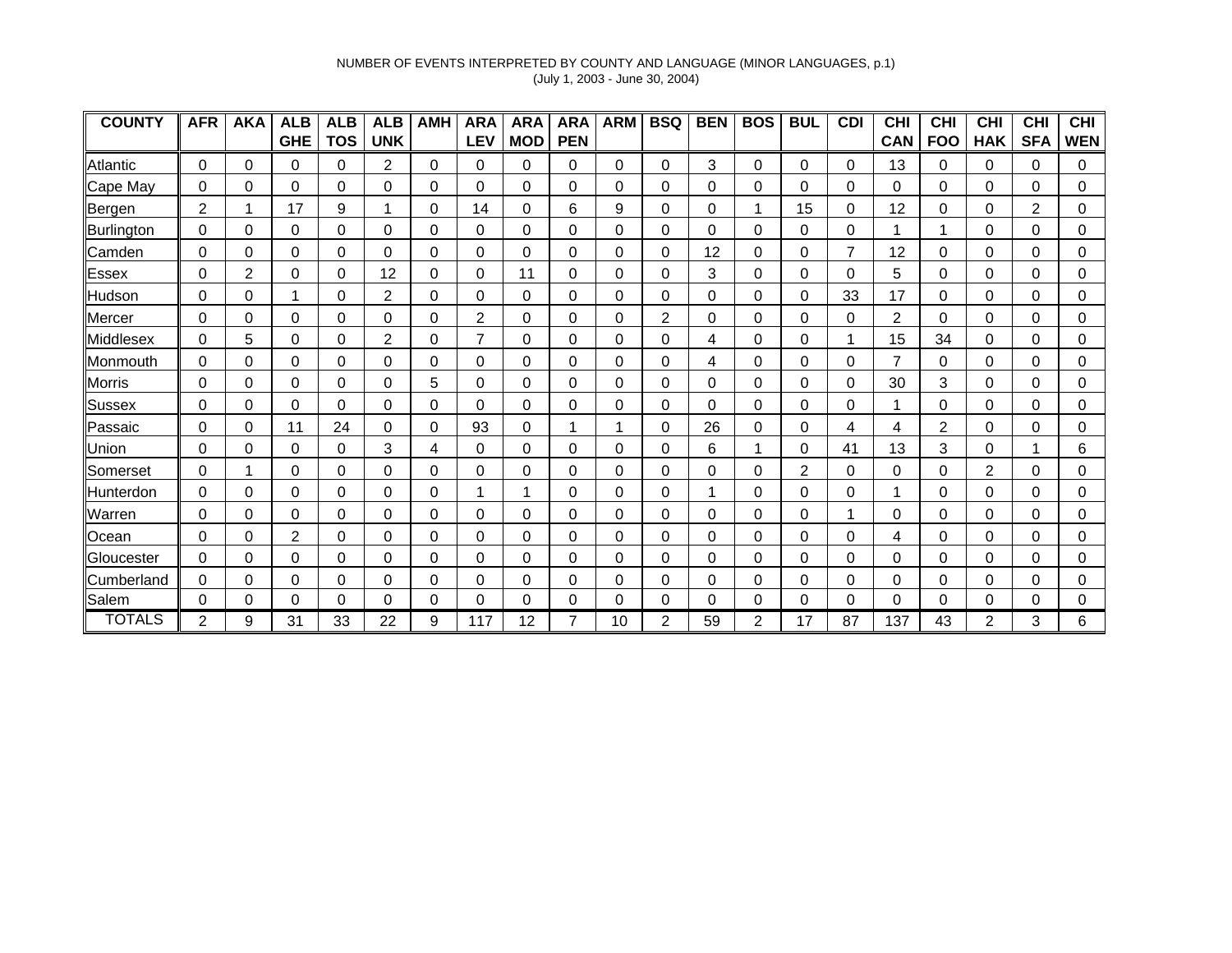NUMBER OF EVENTS INTERPRETED BY COUNTY AND LANGUAGE (MINOR LANGUAGES, p.1)
(July 1, 2003 - June 30, 2004)

| COUNTY | AFR | AKA | ALB GHE | ALB TOS | ALB UNK | AMH | ARA LEV | ARA MOD | ARA PEN | ARM | BSQ | BEN | BOS | BUL | CDI | CHI CAN | CHI FOO | CHI HAK | CHI SFA | CHI WEN |
|---|---|---|---|---|---|---|---|---|---|---|---|---|---|---|---|---|---|---|---|---|
| Atlantic | 0 | 0 | 0 | 0 | 2 | 0 | 0 | 0 | 0 | 0 | 0 | 3 | 0 | 0 | 0 | 13 | 0 | 0 | 0 | 0 |
| Cape May | 0 | 0 | 0 | 0 | 0 | 0 | 0 | 0 | 0 | 0 | 0 | 0 | 0 | 0 | 0 | 0 | 0 | 0 | 0 | 0 |
| Bergen | 2 | 1 | 17 | 9 | 1 | 0 | 14 | 0 | 6 | 9 | 0 | 0 | 1 | 15 | 0 | 12 | 0 | 0 | 2 | 0 |
| Burlington | 0 | 0 | 0 | 0 | 0 | 0 | 0 | 0 | 0 | 0 | 0 | 0 | 0 | 0 | 0 | 1 | 1 | 0 | 0 | 0 |
| Camden | 0 | 0 | 0 | 0 | 0 | 0 | 0 | 0 | 0 | 0 | 0 | 12 | 0 | 0 | 7 | 12 | 0 | 0 | 0 | 0 |
| Essex | 0 | 2 | 0 | 0 | 12 | 0 | 0 | 11 | 0 | 0 | 0 | 3 | 0 | 0 | 0 | 5 | 0 | 0 | 0 | 0 |
| Hudson | 0 | 0 | 1 | 0 | 2 | 0 | 0 | 0 | 0 | 0 | 0 | 0 | 0 | 0 | 33 | 17 | 0 | 0 | 0 | 0 |
| Mercer | 0 | 0 | 0 | 0 | 0 | 0 | 2 | 0 | 0 | 0 | 2 | 0 | 0 | 0 | 0 | 2 | 0 | 0 | 0 | 0 |
| Middlesex | 0 | 5 | 0 | 0 | 2 | 0 | 7 | 0 | 0 | 0 | 0 | 4 | 0 | 0 | 1 | 15 | 34 | 0 | 0 | 0 |
| Monmouth | 0 | 0 | 0 | 0 | 0 | 0 | 0 | 0 | 0 | 0 | 0 | 4 | 0 | 0 | 0 | 7 | 0 | 0 | 0 | 0 |
| Morris | 0 | 0 | 0 | 0 | 0 | 5 | 0 | 0 | 0 | 0 | 0 | 0 | 0 | 0 | 0 | 30 | 3 | 0 | 0 | 0 |
| Sussex | 0 | 0 | 0 | 0 | 0 | 0 | 0 | 0 | 0 | 0 | 0 | 0 | 0 | 0 | 0 | 1 | 0 | 0 | 0 | 0 |
| Passaic | 0 | 0 | 11 | 24 | 0 | 0 | 93 | 0 | 1 | 1 | 0 | 26 | 0 | 0 | 4 | 4 | 2 | 0 | 0 | 0 |
| Union | 0 | 0 | 0 | 0 | 3 | 4 | 0 | 0 | 0 | 0 | 0 | 6 | 1 | 0 | 41 | 13 | 3 | 0 | 1 | 6 |
| Somerset | 0 | 1 | 0 | 0 | 0 | 0 | 0 | 0 | 0 | 0 | 0 | 0 | 0 | 2 | 0 | 0 | 0 | 2 | 0 | 0 |
| Hunterdon | 0 | 0 | 0 | 0 | 0 | 0 | 1 | 1 | 0 | 0 | 0 | 1 | 0 | 0 | 0 | 1 | 0 | 0 | 0 | 0 |
| Warren | 0 | 0 | 0 | 0 | 0 | 0 | 0 | 0 | 0 | 0 | 0 | 0 | 0 | 0 | 1 | 0 | 0 | 0 | 0 | 0 |
| Ocean | 0 | 0 | 2 | 0 | 0 | 0 | 0 | 0 | 0 | 0 | 0 | 0 | 0 | 0 | 0 | 4 | 0 | 0 | 0 | 0 |
| Gloucester | 0 | 0 | 0 | 0 | 0 | 0 | 0 | 0 | 0 | 0 | 0 | 0 | 0 | 0 | 0 | 0 | 0 | 0 | 0 | 0 |
| Cumberland | 0 | 0 | 0 | 0 | 0 | 0 | 0 | 0 | 0 | 0 | 0 | 0 | 0 | 0 | 0 | 0 | 0 | 0 | 0 | 0 |
| Salem | 0 | 0 | 0 | 0 | 0 | 0 | 0 | 0 | 0 | 0 | 0 | 0 | 0 | 0 | 0 | 0 | 0 | 0 | 0 | 0 |
| TOTALS | 2 | 9 | 31 | 33 | 22 | 9 | 117 | 12 | 7 | 10 | 2 | 59 | 2 | 17 | 87 | 137 | 43 | 2 | 3 | 6 |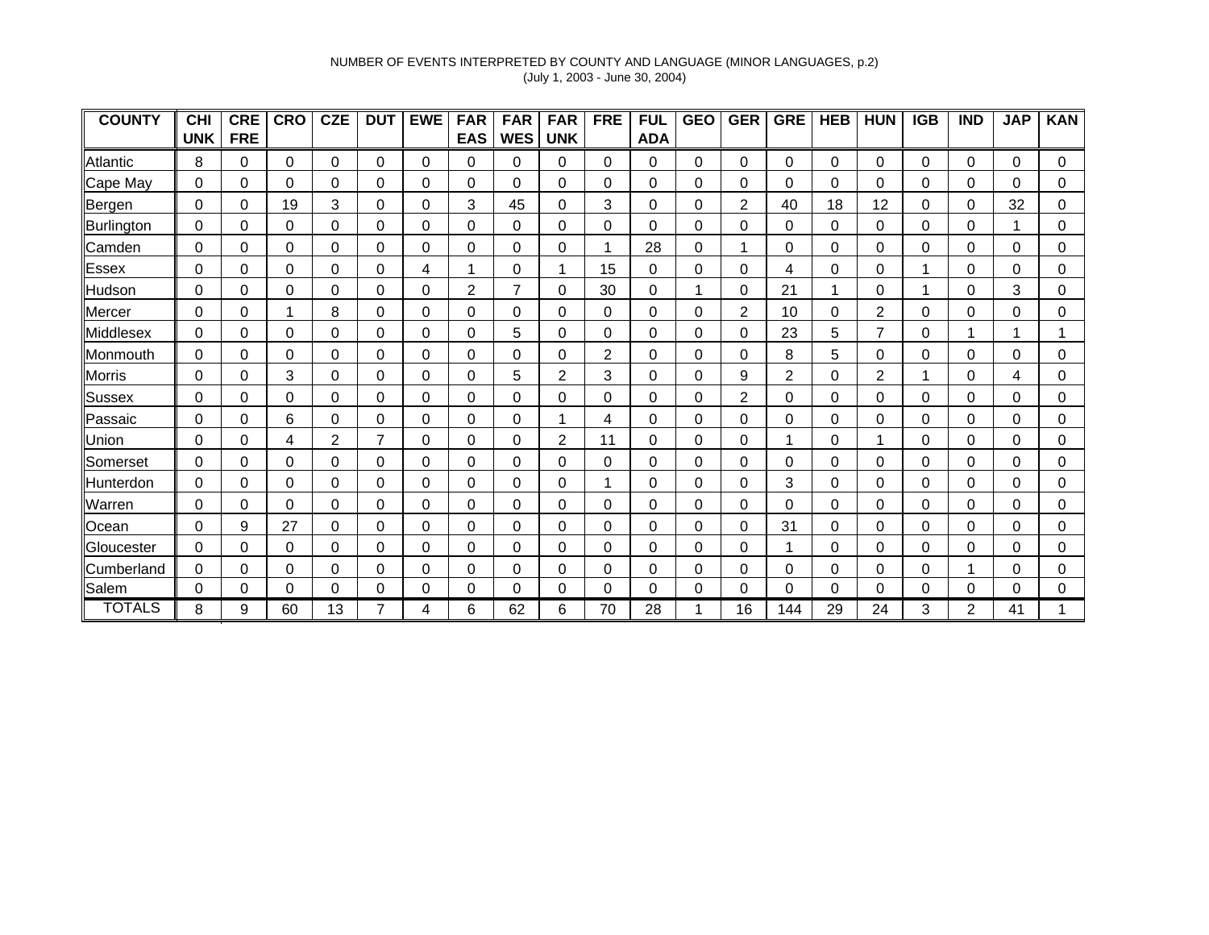NUMBER OF EVENTS INTERPRETED BY COUNTY AND LANGUAGE (MINOR LANGUAGES, p.2)
(July 1, 2003 - June 30, 2004)

| COUNTY | CHI UNK | CRE FRE | CRO | CZE | DUT | EWE | FAR EAS | FAR WES | FAR UNK | FRE | FUL ADA | GEO | GER | GRE | HEB | HUN | IGB | IND | JAP | KAN |
|---|---|---|---|---|---|---|---|---|---|---|---|---|---|---|---|---|---|---|---|---|
| Atlantic | 8 | 0 | 0 | 0 | 0 | 0 | 0 | 0 | 0 | 0 | 0 | 0 | 0 | 0 | 0 | 0 | 0 | 0 | 0 | 0 |
| Cape May | 0 | 0 | 0 | 0 | 0 | 0 | 0 | 0 | 0 | 0 | 0 | 0 | 0 | 0 | 0 | 0 | 0 | 0 | 0 | 0 |
| Bergen | 0 | 0 | 19 | 3 | 0 | 0 | 3 | 45 | 0 | 3 | 0 | 0 | 2 | 40 | 18 | 12 | 0 | 0 | 32 | 0 |
| Burlington | 0 | 0 | 0 | 0 | 0 | 0 | 0 | 0 | 0 | 0 | 0 | 0 | 0 | 0 | 0 | 0 | 0 | 0 | 1 | 0 |
| Camden | 0 | 0 | 0 | 0 | 0 | 0 | 0 | 0 | 0 | 1 | 28 | 0 | 1 | 0 | 0 | 0 | 0 | 0 | 0 | 0 |
| Essex | 0 | 0 | 0 | 0 | 0 | 4 | 1 | 0 | 1 | 15 | 0 | 0 | 0 | 4 | 0 | 0 | 1 | 0 | 0 | 0 |
| Hudson | 0 | 0 | 0 | 0 | 0 | 0 | 2 | 7 | 0 | 30 | 0 | 1 | 0 | 21 | 1 | 0 | 1 | 0 | 3 | 0 |
| Mercer | 0 | 0 | 1 | 8 | 0 | 0 | 0 | 0 | 0 | 0 | 0 | 0 | 2 | 10 | 0 | 2 | 0 | 0 | 0 | 0 |
| Middlesex | 0 | 0 | 0 | 0 | 0 | 0 | 0 | 5 | 0 | 0 | 0 | 0 | 0 | 23 | 5 | 7 | 0 | 1 | 1 | 1 |
| Monmouth | 0 | 0 | 0 | 0 | 0 | 0 | 0 | 0 | 0 | 2 | 0 | 0 | 0 | 8 | 5 | 0 | 0 | 0 | 0 | 0 |
| Morris | 0 | 0 | 3 | 0 | 0 | 0 | 0 | 5 | 2 | 3 | 0 | 0 | 9 | 2 | 0 | 2 | 1 | 0 | 4 | 0 |
| Sussex | 0 | 0 | 0 | 0 | 0 | 0 | 0 | 0 | 0 | 0 | 0 | 0 | 2 | 0 | 0 | 0 | 0 | 0 | 0 | 0 |
| Passaic | 0 | 0 | 6 | 0 | 0 | 0 | 0 | 0 | 1 | 4 | 0 | 0 | 0 | 0 | 0 | 0 | 0 | 0 | 0 | 0 |
| Union | 0 | 0 | 4 | 2 | 7 | 0 | 0 | 0 | 2 | 11 | 0 | 0 | 0 | 1 | 0 | 1 | 0 | 0 | 0 | 0 |
| Somerset | 0 | 0 | 0 | 0 | 0 | 0 | 0 | 0 | 0 | 0 | 0 | 0 | 0 | 0 | 0 | 0 | 0 | 0 | 0 | 0 |
| Hunterdon | 0 | 0 | 0 | 0 | 0 | 0 | 0 | 0 | 0 | 1 | 0 | 0 | 0 | 3 | 0 | 0 | 0 | 0 | 0 | 0 |
| Warren | 0 | 0 | 0 | 0 | 0 | 0 | 0 | 0 | 0 | 0 | 0 | 0 | 0 | 0 | 0 | 0 | 0 | 0 | 0 | 0 |
| Ocean | 0 | 9 | 27 | 0 | 0 | 0 | 0 | 0 | 0 | 0 | 0 | 0 | 0 | 31 | 0 | 0 | 0 | 0 | 0 | 0 |
| Gloucester | 0 | 0 | 0 | 0 | 0 | 0 | 0 | 0 | 0 | 0 | 0 | 0 | 0 | 1 | 0 | 0 | 0 | 0 | 0 | 0 |
| Cumberland | 0 | 0 | 0 | 0 | 0 | 0 | 0 | 0 | 0 | 0 | 0 | 0 | 0 | 0 | 0 | 0 | 0 | 1 | 0 | 0 |
| Salem | 0 | 0 | 0 | 0 | 0 | 0 | 0 | 0 | 0 | 0 | 0 | 0 | 0 | 0 | 0 | 0 | 0 | 0 | 0 | 0 |
| TOTALS | 8 | 9 | 60 | 13 | 7 | 4 | 6 | 62 | 6 | 70 | 28 | 1 | 16 | 144 | 29 | 24 | 3 | 2 | 41 | 1 |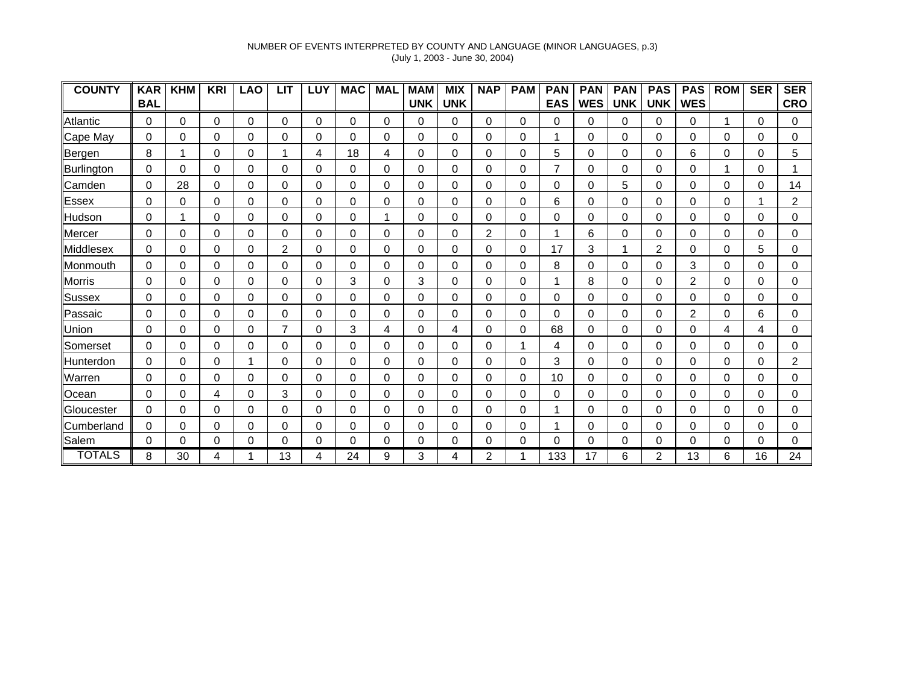NUMBER OF EVENTS INTERPRETED BY COUNTY AND LANGUAGE (MINOR LANGUAGES, p.3)
(July 1, 2003 - June 30, 2004)

| COUNTY | KAR BAL | KHM | KRI | LAO | LIT | LUY | MAC | MAL | MAM UNK | MIX UNK | NAP | PAM | PAN EAS | PAN WES | PAN UNK | PAS UNK | PAS WES | ROM | SER | SER CRO |
|---|---|---|---|---|---|---|---|---|---|---|---|---|---|---|---|---|---|---|---|---|
| Atlantic | 0 | 0 | 0 | 0 | 0 | 0 | 0 | 0 | 0 | 0 | 0 | 0 | 0 | 0 | 0 | 0 | 0 | 1 | 0 | 0 |
| Cape May | 0 | 0 | 0 | 0 | 0 | 0 | 0 | 0 | 0 | 0 | 0 | 0 | 1 | 0 | 0 | 0 | 0 | 0 | 0 | 0 |
| Bergen | 8 | 1 | 0 | 0 | 1 | 4 | 18 | 4 | 0 | 0 | 0 | 0 | 5 | 0 | 0 | 0 | 6 | 0 | 0 | 5 |
| Burlington | 0 | 0 | 0 | 0 | 0 | 0 | 0 | 0 | 0 | 0 | 0 | 0 | 7 | 0 | 0 | 0 | 0 | 1 | 0 | 1 |
| Camden | 0 | 28 | 0 | 0 | 0 | 0 | 0 | 0 | 0 | 0 | 0 | 0 | 0 | 0 | 5 | 0 | 0 | 0 | 0 | 14 |
| Essex | 0 | 0 | 0 | 0 | 0 | 0 | 0 | 0 | 0 | 0 | 0 | 0 | 6 | 0 | 0 | 0 | 0 | 0 | 1 | 2 |
| Hudson | 0 | 1 | 0 | 0 | 0 | 0 | 0 | 1 | 0 | 0 | 0 | 0 | 0 | 0 | 0 | 0 | 0 | 0 | 0 | 0 |
| Mercer | 0 | 0 | 0 | 0 | 0 | 0 | 0 | 0 | 0 | 0 | 2 | 0 | 1 | 6 | 0 | 0 | 0 | 0 | 0 | 0 |
| Middlesex | 0 | 0 | 0 | 0 | 2 | 0 | 0 | 0 | 0 | 0 | 0 | 0 | 17 | 3 | 1 | 2 | 0 | 0 | 5 | 0 |
| Monmouth | 0 | 0 | 0 | 0 | 0 | 0 | 0 | 0 | 0 | 0 | 0 | 0 | 8 | 0 | 0 | 0 | 3 | 0 | 0 | 0 |
| Morris | 0 | 0 | 0 | 0 | 0 | 0 | 3 | 0 | 3 | 0 | 0 | 0 | 1 | 8 | 0 | 0 | 2 | 0 | 0 | 0 |
| Sussex | 0 | 0 | 0 | 0 | 0 | 0 | 0 | 0 | 0 | 0 | 0 | 0 | 0 | 0 | 0 | 0 | 0 | 0 | 0 | 0 |
| Passaic | 0 | 0 | 0 | 0 | 0 | 0 | 0 | 0 | 0 | 0 | 0 | 0 | 0 | 0 | 0 | 0 | 2 | 0 | 6 | 0 |
| Union | 0 | 0 | 0 | 0 | 7 | 0 | 3 | 4 | 0 | 4 | 0 | 0 | 68 | 0 | 0 | 0 | 0 | 4 | 4 | 0 |
| Somerset | 0 | 0 | 0 | 0 | 0 | 0 | 0 | 0 | 0 | 0 | 0 | 1 | 4 | 0 | 0 | 0 | 0 | 0 | 0 | 0 |
| Hunterdon | 0 | 0 | 0 | 1 | 0 | 0 | 0 | 0 | 0 | 0 | 0 | 0 | 3 | 0 | 0 | 0 | 0 | 0 | 0 | 2 |
| Warren | 0 | 0 | 0 | 0 | 0 | 0 | 0 | 0 | 0 | 0 | 0 | 0 | 10 | 0 | 0 | 0 | 0 | 0 | 0 | 0 |
| Ocean | 0 | 0 | 4 | 0 | 3 | 0 | 0 | 0 | 0 | 0 | 0 | 0 | 0 | 0 | 0 | 0 | 0 | 0 | 0 | 0 |
| Gloucester | 0 | 0 | 0 | 0 | 0 | 0 | 0 | 0 | 0 | 0 | 0 | 0 | 1 | 0 | 0 | 0 | 0 | 0 | 0 | 0 |
| Cumberland | 0 | 0 | 0 | 0 | 0 | 0 | 0 | 0 | 0 | 0 | 0 | 0 | 1 | 0 | 0 | 0 | 0 | 0 | 0 | 0 |
| Salem | 0 | 0 | 0 | 0 | 0 | 0 | 0 | 0 | 0 | 0 | 0 | 0 | 0 | 0 | 0 | 0 | 0 | 0 | 0 | 0 |
| TOTALS | 8 | 30 | 4 | 1 | 13 | 4 | 24 | 9 | 3 | 4 | 2 | 1 | 133 | 17 | 6 | 2 | 13 | 6 | 16 | 24 |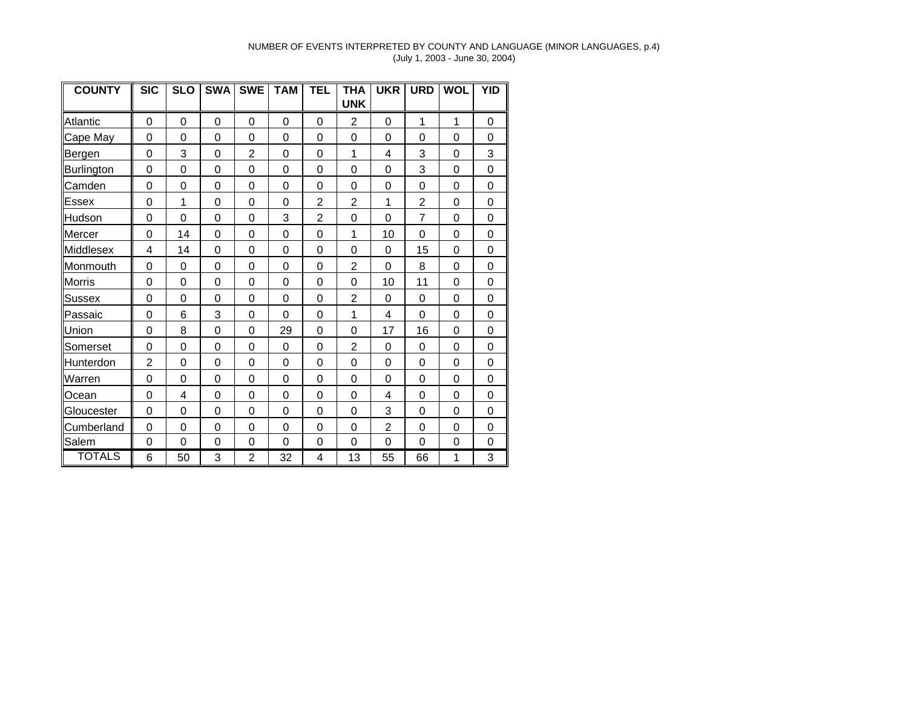NUMBER OF EVENTS INTERPRETED BY COUNTY AND LANGUAGE (MINOR LANGUAGES, p.4)
(July 1, 2003 - June 30, 2004)

| COUNTY | SIC | SLO | SWA | SWE | TAM | TEL | THA UNK | UKR | URD | WOL | YID |
|---|---|---|---|---|---|---|---|---|---|---|---|
| Atlantic | 0 | 0 | 0 | 0 | 0 | 0 | 2 | 0 | 1 | 1 | 0 |
| Cape May | 0 | 0 | 0 | 0 | 0 | 0 | 0 | 0 | 0 | 0 | 0 |
| Bergen | 0 | 3 | 0 | 2 | 0 | 0 | 1 | 4 | 3 | 0 | 3 |
| Burlington | 0 | 0 | 0 | 0 | 0 | 0 | 0 | 0 | 3 | 0 | 0 |
| Camden | 0 | 0 | 0 | 0 | 0 | 0 | 0 | 0 | 0 | 0 | 0 |
| Essex | 0 | 1 | 0 | 0 | 0 | 2 | 2 | 1 | 2 | 0 | 0 |
| Hudson | 0 | 0 | 0 | 0 | 3 | 2 | 0 | 0 | 7 | 0 | 0 |
| Mercer | 0 | 14 | 0 | 0 | 0 | 0 | 1 | 10 | 0 | 0 | 0 |
| Middlesex | 4 | 14 | 0 | 0 | 0 | 0 | 0 | 0 | 15 | 0 | 0 |
| Monmouth | 0 | 0 | 0 | 0 | 0 | 0 | 2 | 0 | 8 | 0 | 0 |
| Morris | 0 | 0 | 0 | 0 | 0 | 0 | 0 | 10 | 11 | 0 | 0 |
| Sussex | 0 | 0 | 0 | 0 | 0 | 0 | 2 | 0 | 0 | 0 | 0 |
| Passaic | 0 | 6 | 3 | 0 | 0 | 0 | 1 | 4 | 0 | 0 | 0 |
| Union | 0 | 8 | 0 | 0 | 29 | 0 | 0 | 17 | 16 | 0 | 0 |
| Somerset | 0 | 0 | 0 | 0 | 0 | 0 | 2 | 0 | 0 | 0 | 0 |
| Hunterdon | 2 | 0 | 0 | 0 | 0 | 0 | 0 | 0 | 0 | 0 | 0 |
| Warren | 0 | 0 | 0 | 0 | 0 | 0 | 0 | 0 | 0 | 0 | 0 |
| Ocean | 0 | 4 | 0 | 0 | 0 | 0 | 0 | 4 | 0 | 0 | 0 |
| Gloucester | 0 | 0 | 0 | 0 | 0 | 0 | 0 | 3 | 0 | 0 | 0 |
| Cumberland | 0 | 0 | 0 | 0 | 0 | 0 | 0 | 2 | 0 | 0 | 0 |
| Salem | 0 | 0 | 0 | 0 | 0 | 0 | 0 | 0 | 0 | 0 | 0 |
| TOTALS | 6 | 50 | 3 | 2 | 32 | 4 | 13 | 55 | 66 | 1 | 3 |